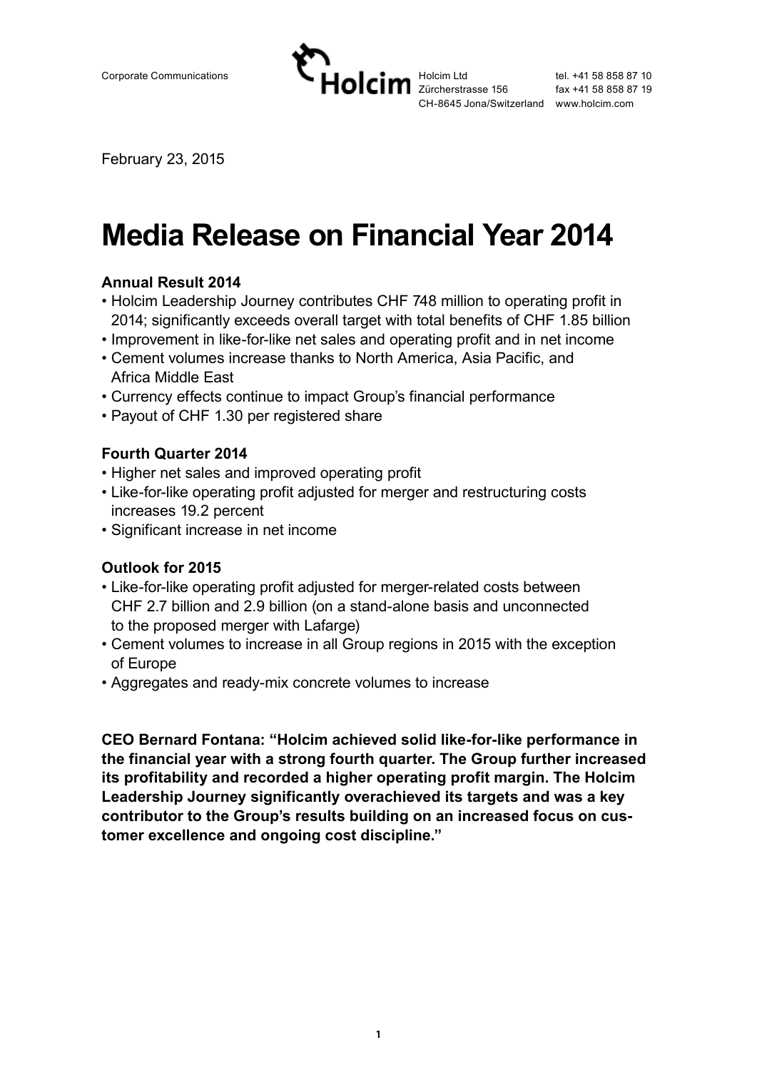Corporate Communications

Holcim Ltd
Zürcherstrasse 156
CH-8645 Jona/Switzerland

tel. +41 58 858 87 10
fax +41 58 858 87 19
www.holcim.com

February 23, 2015

# Media Release on Financial Year 2014

### Annual Result 2014

- Holcim Leadership Journey contributes CHF 748 million to operating profit in 2014; significantly exceeds overall target with total benefits of CHF 1.85 billion
- Improvement in like-for-like net sales and operating profit and in net income
- Cement volumes increase thanks to North America, Asia Pacific, and Africa Middle East
- Currency effects continue to impact Group's financial performance
- Payout of CHF 1.30 per registered share

### Fourth Quarter 2014

- Higher net sales and improved operating profit
- Like-for-like operating profit adjusted for merger and restructuring costs increases 19.2 percent
- Significant increase in net income

### Outlook for 2015

- Like-for-like operating profit adjusted for merger-related costs between CHF 2.7 billion and 2.9 billion (on a stand-alone basis and unconnected to the proposed merger with Lafarge)
- Cement volumes to increase in all Group regions in 2015 with the exception of Europe
- Aggregates and ready-mix concrete volumes to increase

**CEO Bernard Fontana: "Holcim achieved solid like-for-like performance in the financial year with a strong fourth quarter. The Group further increased its profitability and recorded a higher operating profit margin. The Holcim Leadership Journey significantly overachieved its targets and was a key contributor to the Group's results building on an increased focus on customer excellence and ongoing cost discipline."**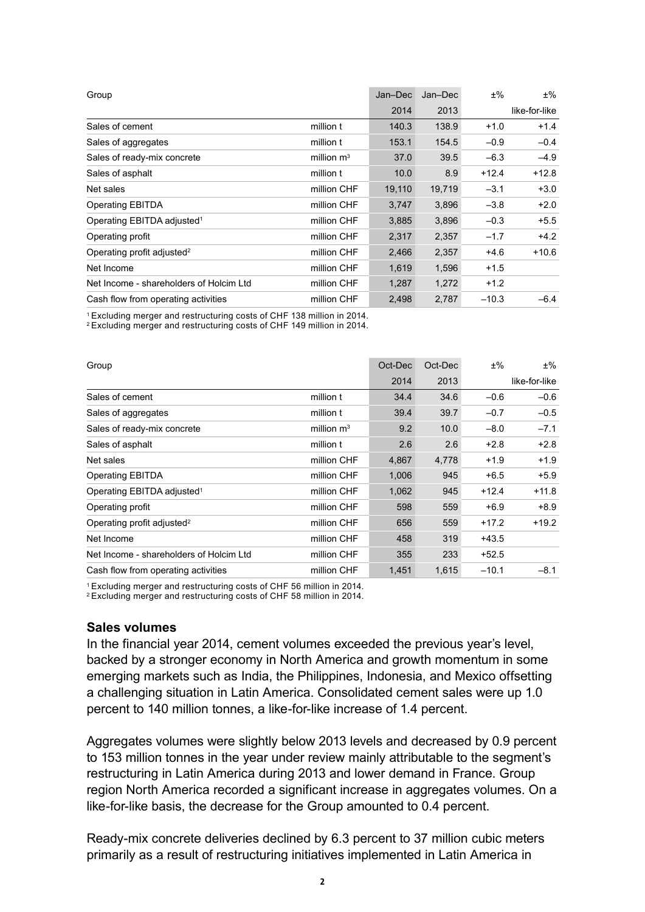| Group | | Jan–Dec | Jan–Dec | ±% | ±% |
|---|---|---|---|---|---|
| | | 2014 | 2013 | | like-for-like |
| Sales of cement | million t | 140.3 | 138.9 | +1.0 | +1.4 |
| Sales of aggregates | million t | 153.1 | 154.5 | –0.9 | –0.4 |
| Sales of ready-mix concrete | million $m^3$ | 37.0 | 39.5 | –6.3 | –4.9 |
| Sales of asphalt | million t | 10.0 | 8.9 | +12.4 | +12.8 |
| Net sales | million CHF | 19,110 | 19,719 | –3.1 | +3.0 |
| Operating EBITDA | million CHF | 3,747 | 3,896 | –3.8 | +2.0 |
| Operating EBITDA adjusted[1] | million CHF | 3,885 | 3,896 | –0.3 | +5.5 |
| Operating profit | million CHF | 2,317 | 2,357 | –1.7 | +4.2 |
| Operating profit adjusted[2] | million CHF | 2,466 | 2,357 | +4.6 | +10.6 |
| Net Income | million CHF | 1,619 | 1,596 | +1.5 | |
| Net Income - shareholders of Holcim Ltd | million CHF | 1,287 | 1,272 | +1.2 | |
| Cash flow from operating activities | million CHF | 2,498 | 2,787 | –10.3 | –6.4 |

[1] Excluding merger and restructuring costs of CHF 138 million in 2014.
[2] Excluding merger and restructuring costs of CHF 149 million in 2014.

| Group | | Oct-Dec | Oct-Dec | ±% | ±% |
|---|---|---|---|---|---|
| | | 2014 | 2013 | | like-for-like |
| Sales of cement | million t | 34.4 | 34.6 | –0.6 | –0.6 |
| Sales of aggregates | million t | 39.4 | 39.7 | –0.7 | –0.5 |
| Sales of ready-mix concrete | million $m^3$ | 9.2 | 10.0 | –8.0 | –7.1 |
| Sales of asphalt | million t | 2.6 | 2.6 | +2.8 | +2.8 |
| Net sales | million CHF | 4,867 | 4,778 | +1.9 | +1.9 |
| Operating EBITDA | million CHF | 1,006 | 945 | +6.5 | +5.9 |
| Operating EBITDA adjusted[1] | million CHF | 1,062 | 945 | +12.4 | +11.8 |
| Operating profit | million CHF | 598 | 559 | +6.9 | +8.9 |
| Operating profit adjusted[2] | million CHF | 656 | 559 | +17.2 | +19.2 |
| Net Income | million CHF | 458 | 319 | +43.5 | |
| Net Income - shareholders of Holcim Ltd | million CHF | 355 | 233 | +52.5 | |
| Cash flow from operating activities | million CHF | 1,451 | 1,615 | –10.1 | –8.1 |

[1] Excluding merger and restructuring costs of CHF 56 million in 2014.
[2] Excluding merger and restructuring costs of CHF 58 million in 2014.

## Sales volumes

In the financial year 2014, cement volumes exceeded the previous year's level, backed by a stronger economy in North America and growth momentum in some emerging markets such as India, the Philippines, Indonesia, and Mexico offsetting a challenging situation in Latin America. Consolidated cement sales were up 1.0 percent to 140 million tonnes, a like-for-like increase of 1.4 percent.

Aggregates volumes were slightly below 2013 levels and decreased by 0.9 percent to 153 million tonnes in the year under review mainly attributable to the segment's restructuring in Latin America during 2013 and lower demand in France. Group region North America recorded a significant increase in aggregates volumes. On a like-for-like basis, the decrease for the Group amounted to 0.4 percent.

Ready-mix concrete deliveries declined by 6.3 percent to 37 million cubic meters primarily as a result of restructuring initiatives implemented in Latin America in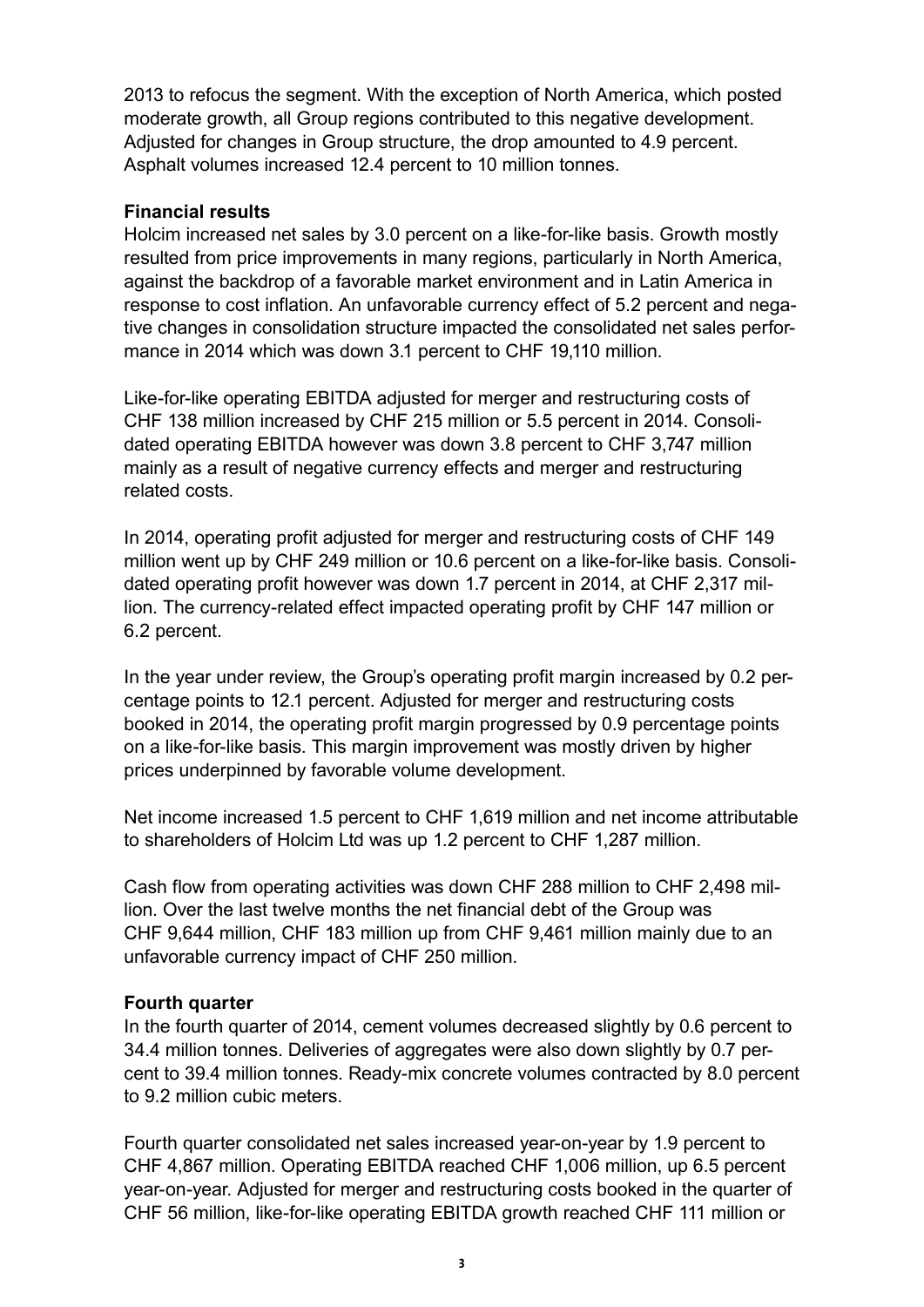2013 to refocus the segment. With the exception of North America, which posted moderate growth, all Group regions contributed to this negative development. Adjusted for changes in Group structure, the drop amounted to 4.9 percent. Asphalt volumes increased 12.4 percent to 10 million tonnes.

**Financial results**

Holcim increased net sales by 3.0 percent on a like-for-like basis. Growth mostly resulted from price improvements in many regions, particularly in North America, against the backdrop of a favorable market environment and in Latin America in response to cost inflation. An unfavorable currency effect of 5.2 percent and negative changes in consolidation structure impacted the consolidated net sales performance in 2014 which was down 3.1 percent to CHF 19,110 million.

Like-for-like operating EBITDA adjusted for merger and restructuring costs of CHF 138 million increased by CHF 215 million or 5.5 percent in 2014. Consolidated operating EBITDA however was down 3.8 percent to CHF 3,747 million mainly as a result of negative currency effects and merger and restructuring related costs.

In 2014, operating profit adjusted for merger and restructuring costs of CHF 149 million went up by CHF 249 million or 10.6 percent on a like-for-like basis. Consolidated operating profit however was down 1.7 percent in 2014, at CHF 2,317 million. The currency-related effect impacted operating profit by CHF 147 million or 6.2 percent.

In the year under review, the Group's operating profit margin increased by 0.2 percentage points to 12.1 percent. Adjusted for merger and restructuring costs booked in 2014, the operating profit margin progressed by 0.9 percentage points on a like-for-like basis. This margin improvement was mostly driven by higher prices underpinned by favorable volume development.

Net income increased 1.5 percent to CHF 1,619 million and net income attributable to shareholders of Holcim Ltd was up 1.2 percent to CHF 1,287 million.

Cash flow from operating activities was down CHF 288 million to CHF 2,498 million. Over the last twelve months the net financial debt of the Group was CHF 9,644 million, CHF 183 million up from CHF 9,461 million mainly due to an unfavorable currency impact of CHF 250 million.

**Fourth quarter**

In the fourth quarter of 2014, cement volumes decreased slightly by 0.6 percent to 34.4 million tonnes. Deliveries of aggregates were also down slightly by 0.7 percent to 39.4 million tonnes. Ready-mix concrete volumes contracted by 8.0 percent to 9.2 million cubic meters.

Fourth quarter consolidated net sales increased year-on-year by 1.9 percent to CHF 4,867 million. Operating EBITDA reached CHF 1,006 million, up 6.5 percent year-on-year. Adjusted for merger and restructuring costs booked in the quarter of CHF 56 million, like-for-like operating EBITDA growth reached CHF 111 million or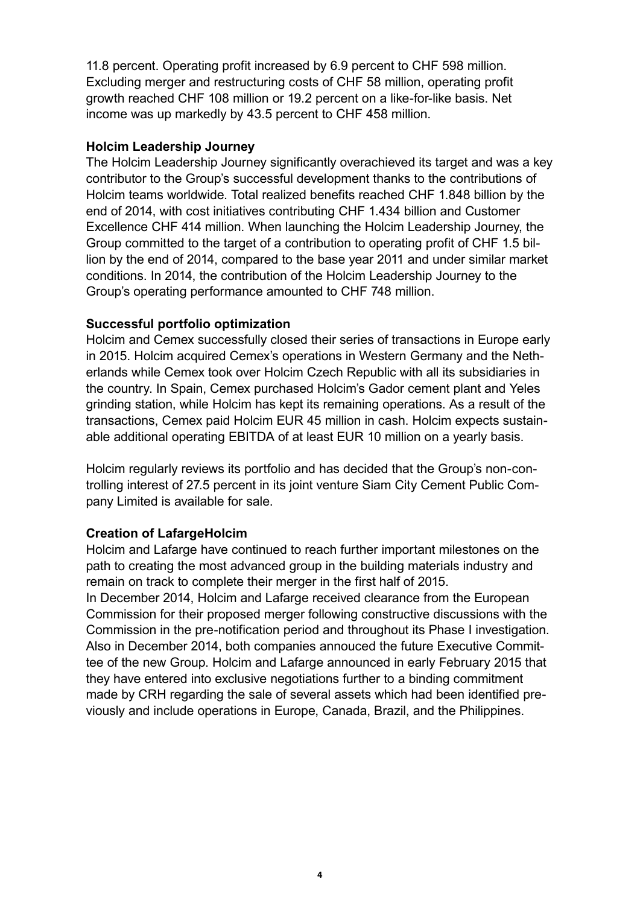11.8 percent. Operating profit increased by 6.9 percent to CHF 598 million. Excluding merger and restructuring costs of CHF 58 million, operating profit growth reached CHF 108 million or 19.2 percent on a like-for-like basis. Net income was up markedly by 43.5 percent to CHF 458 million.

**Holcim Leadership Journey**

The Holcim Leadership Journey significantly overachieved its target and was a key contributor to the Group's successful development thanks to the contributions of Holcim teams worldwide. Total realized benefits reached CHF 1.848 billion by the end of 2014, with cost initiatives contributing CHF 1.434 billion and Customer Excellence CHF 414 million. When launching the Holcim Leadership Journey, the Group committed to the target of a contribution to operating profit of CHF 1.5 billion by the end of 2014, compared to the base year 2011 and under similar market conditions. In 2014, the contribution of the Holcim Leadership Journey to the Group's operating performance amounted to CHF 748 million.

**Successful portfolio optimization**

Holcim and Cemex successfully closed their series of transactions in Europe early in 2015. Holcim acquired Cemex's operations in Western Germany and the Netherlands while Cemex took over Holcim Czech Republic with all its subsidiaries in the country. In Spain, Cemex purchased Holcim's Gador cement plant and Yeles grinding station, while Holcim has kept its remaining operations. As a result of the transactions, Cemex paid Holcim EUR 45 million in cash. Holcim expects sustainable additional operating EBITDA of at least EUR 10 million on a yearly basis.

Holcim regularly reviews its portfolio and has decided that the Group's non-controlling interest of 27.5 percent in its joint venture Siam City Cement Public Company Limited is available for sale.

**Creation of LafargeHolcim**

Holcim and Lafarge have continued to reach further important milestones on the path to creating the most advanced group in the building materials industry and remain on track to complete their merger in the first half of 2015.

In December 2014, Holcim and Lafarge received clearance from the European Commission for their proposed merger following constructive discussions with the Commission in the pre-notification period and throughout its Phase I investigation. Also in December 2014, both companies annouced the future Executive Committee of the new Group. Holcim and Lafarge announced in early February 2015 that they have entered into exclusive negotiations further to a binding commitment made by CRH regarding the sale of several assets which had been identified previously and include operations in Europe, Canada, Brazil, and the Philippines.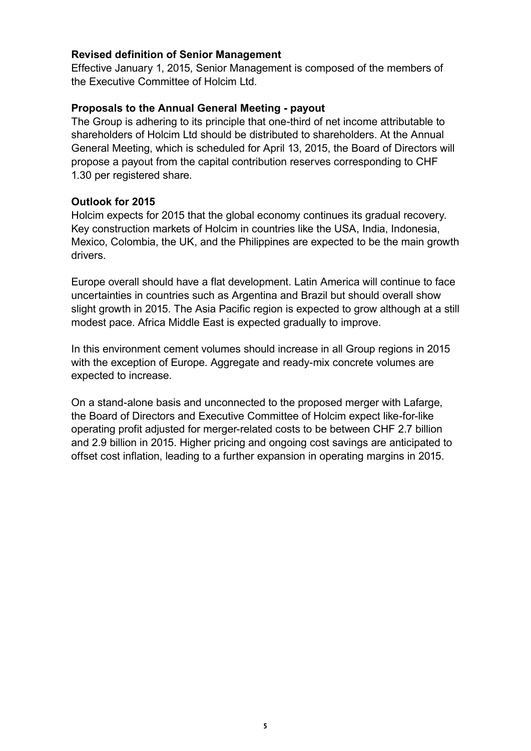**Revised definition of Senior Management**

Effective January 1, 2015, Senior Management is composed of the members of the Executive Committee of Holcim Ltd.

**Proposals to the Annual General Meeting - payout**

The Group is adhering to its principle that one-third of net income attributable to shareholders of Holcim Ltd should be distributed to shareholders. At the Annual General Meeting, which is scheduled for April 13, 2015, the Board of Directors will propose a payout from the capital contribution reserves corresponding to CHF 1.30 per registered share.

**Outlook for 2015**

Holcim expects for 2015 that the global economy continues its gradual recovery. Key construction markets of Holcim in countries like the USA, India, Indonesia, Mexico, Colombia, the UK, and the Philippines are expected to be the main growth drivers.

Europe overall should have a flat development. Latin America will continue to face uncertainties in countries such as Argentina and Brazil but should overall show slight growth in 2015. The Asia Pacific region is expected to grow although at a still modest pace. Africa Middle East is expected gradually to improve.

In this environment cement volumes should increase in all Group regions in 2015 with the exception of Europe. Aggregate and ready-mix concrete volumes are expected to increase.

On a stand-alone basis and unconnected to the proposed merger with Lafarge, the Board of Directors and Executive Committee of Holcim expect like-for-like operating profit adjusted for merger-related costs to be between CHF 2.7 billion and 2.9 billion in 2015. Higher pricing and ongoing cost savings are anticipated to offset cost inflation, leading to a further expansion in operating margins in 2015.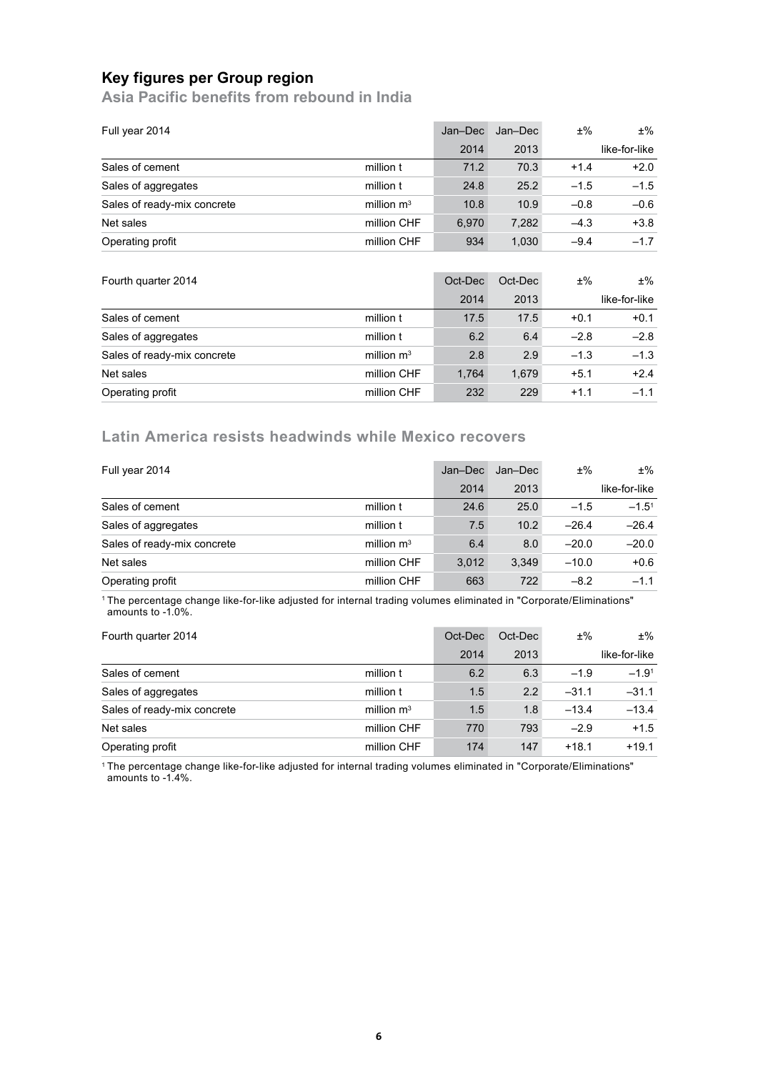## Key figures per Group region

### Asia Pacific benefits from rebound in India

| Full year 2014 | | Jan–Dec 2014 | Jan–Dec 2013 | ±% | ±% like-for-like |
|---|---|---|---|---|---|
| Sales of cement | million t | 71.2 | 70.3 | +1.4 | +2.0 |
| Sales of aggregates | million t | 24.8 | 25.2 | –1.5 | –1.5 |
| Sales of ready-mix concrete | million $m^3$ | 10.8 | 10.9 | –0.8 | –0.6 |
| Net sales | million CHF | 6,970 | 7,282 | –4.3 | +3.8 |
| Operating profit | million CHF | 934 | 1,030 | –9.4 | –1.7 |

| Fourth quarter 2014 | | Oct-Dec 2014 | Oct-Dec 2013 | ±% | ±% like-for-like |
|---|---|---|---|---|---|
| Sales of cement | million t | 17.5 | 17.5 | +0.1 | +0.1 |
| Sales of aggregates | million t | 6.2 | 6.4 | –2.8 | –2.8 |
| Sales of ready-mix concrete | million $m^3$ | 2.8 | 2.9 | –1.3 | –1.3 |
| Net sales | million CHF | 1,764 | 1,679 | +5.1 | +2.4 |
| Operating profit | million CHF | 232 | 229 | +1.1 | –1.1 |

### Latin America resists headwinds while Mexico recovers

| Full year 2014 | | Jan–Dec 2014 | Jan–Dec 2013 | ±% | ±% like-for-like |
|---|---|---|---|---|---|
| Sales of cement | million t | 24.6 | 25.0 | –1.5 | –1.5[1] |
| Sales of aggregates | million t | 7.5 | 10.2 | –26.4 | –26.4 |
| Sales of ready-mix concrete | million $m^3$ | 6.4 | 8.0 | –20.0 | –20.0 |
| Net sales | million CHF | 3,012 | 3,349 | –10.0 | +0.6 |
| Operating profit | million CHF | 663 | 722 | –8.2 | –1.1 |

[1] The percentage change like-for-like adjusted for internal trading volumes eliminated in "Corporate/Eliminations" amounts to -1.0%.

| Fourth quarter 2014 | | Oct-Dec 2014 | Oct-Dec 2013 | ±% | ±% like-for-like |
|---|---|---|---|---|---|
| Sales of cement | million t | 6.2 | 6.3 | –1.9 | –1.9[1] |
| Sales of aggregates | million t | 1.5 | 2.2 | –31.1 | –31.1 |
| Sales of ready-mix concrete | million $m^3$ | 1.5 | 1.8 | –13.4 | –13.4 |
| Net sales | million CHF | 770 | 793 | –2.9 | +1.5 |
| Operating profit | million CHF | 174 | 147 | +18.1 | +19.1 |

[1] The percentage change like-for-like adjusted for internal trading volumes eliminated in "Corporate/Eliminations" amounts to -1.4%.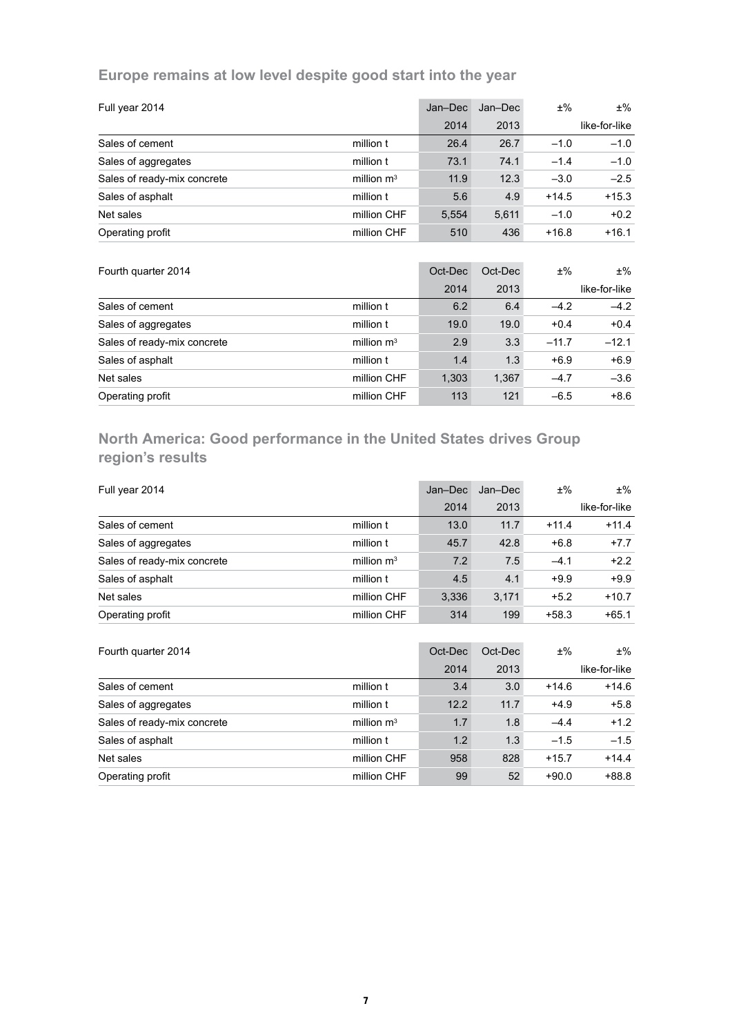## Europe remains at low level despite good start into the year

| Full year 2014 | | Jan–Dec 2014 | Jan–Dec 2013 | ±% | ±% like-for-like |
|---|---|---|---|---|---|
| Sales of cement | million t | 26.4 | 26.7 | –1.0 | –1.0 |
| Sales of aggregates | million t | 73.1 | 74.1 | –1.4 | –1.0 |
| Sales of ready-mix concrete | million $m^3$ | 11.9 | 12.3 | –3.0 | –2.5 |
| Sales of asphalt | million t | 5.6 | 4.9 | +14.5 | +15.3 |
| Net sales | million CHF | 5,554 | 5,611 | –1.0 | +0.2 |
| Operating profit | million CHF | 510 | 436 | +16.8 | +16.1 |

| Fourth quarter 2014 | | Oct-Dec 2014 | Oct-Dec 2013 | ±% | ±% like-for-like |
|---|---|---|---|---|---|
| Sales of cement | million t | 6.2 | 6.4 | –4.2 | –4.2 |
| Sales of aggregates | million t | 19.0 | 19.0 | +0.4 | +0.4 |
| Sales of ready-mix concrete | million $m^3$ | 2.9 | 3.3 | –11.7 | –12.1 |
| Sales of asphalt | million t | 1.4 | 1.3 | +6.9 | +6.9 |
| Net sales | million CHF | 1,303 | 1,367 | –4.7 | –3.6 |
| Operating profit | million CHF | 113 | 121 | –6.5 | +8.6 |

## North America: Good performance in the United States drives Group region's results

| Full year 2014 | | Jan–Dec 2014 | Jan–Dec 2013 | ±% | ±% like-for-like |
|---|---|---|---|---|---|
| Sales of cement | million t | 13.0 | 11.7 | +11.4 | +11.4 |
| Sales of aggregates | million t | 45.7 | 42.8 | +6.8 | +7.7 |
| Sales of ready-mix concrete | million $m^3$ | 7.2 | 7.5 | –4.1 | +2.2 |
| Sales of asphalt | million t | 4.5 | 4.1 | +9.9 | +9.9 |
| Net sales | million CHF | 3,336 | 3,171 | +5.2 | +10.7 |
| Operating profit | million CHF | 314 | 199 | +58.3 | +65.1 |

| Fourth quarter 2014 | | Oct-Dec 2014 | Oct-Dec 2013 | ±% | ±% like-for-like |
|---|---|---|---|---|---|
| Sales of cement | million t | 3.4 | 3.0 | +14.6 | +14.6 |
| Sales of aggregates | million t | 12.2 | 11.7 | +4.9 | +5.8 |
| Sales of ready-mix concrete | million $m^3$ | 1.7 | 1.8 | –4.4 | +1.2 |
| Sales of asphalt | million t | 1.2 | 1.3 | –1.5 | –1.5 |
| Net sales | million CHF | 958 | 828 | +15.7 | +14.4 |
| Operating profit | million CHF | 99 | 52 | +90.0 | +88.8 |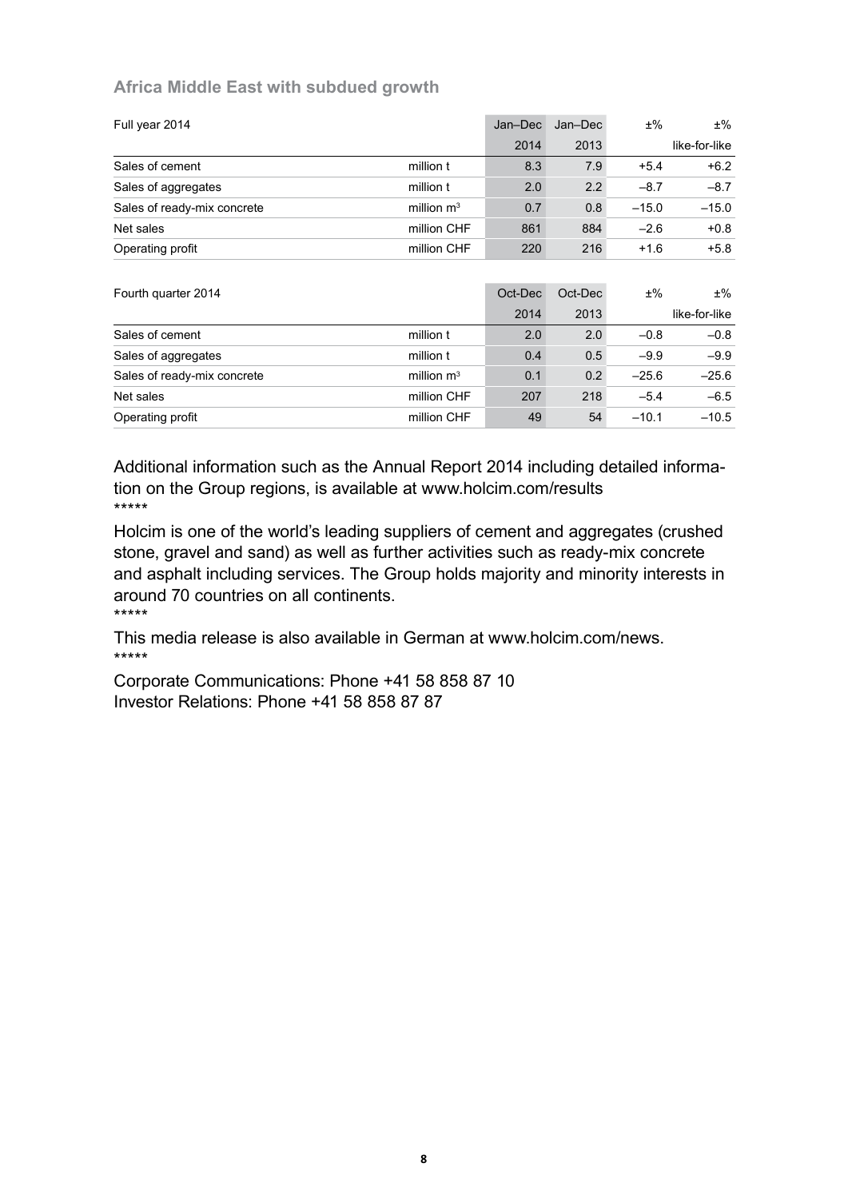### Africa Middle East with subdued growth

| Full year 2014 | | Jan–Dec 2014 | Jan–Dec 2013 | ±% | ±% like-for-like |
|---|---|---|---|---|---|
| Sales of cement | million t | 8.3 | 7.9 | +5.4 | +6.2 |
| Sales of aggregates | million t | 2.0 | 2.2 | –8.7 | –8.7 |
| Sales of ready-mix concrete | million $m^3$ | 0.7 | 0.8 | –15.0 | –15.0 |
| Net sales | million CHF | 861 | 884 | –2.6 | +0.8 |
| Operating profit | million CHF | 220 | 216 | +1.6 | +5.8 |

| Fourth quarter 2014 | | Oct-Dec 2014 | Oct-Dec 2013 | ±% | ±% like-for-like |
|---|---|---|---|---|---|
| Sales of cement | million t | 2.0 | 2.0 | –0.8 | –0.8 |
| Sales of aggregates | million t | 0.4 | 0.5 | –9.9 | –9.9 |
| Sales of ready-mix concrete | million $m^3$ | 0.1 | 0.2 | –25.6 | –25.6 |
| Net sales | million CHF | 207 | 218 | –5.4 | –6.5 |
| Operating profit | million CHF | 49 | 54 | –10.1 | –10.5 |

Additional information such as the Annual Report 2014 including detailed information on the Group regions, is available at www.holcim.com/results

*****

Holcim is one of the world's leading suppliers of cement and aggregates (crushed stone, gravel and sand) as well as further activities such as ready-mix concrete and asphalt including services. The Group holds majority and minority interests in around 70 countries on all continents.

*****

This media release is also available in German at www.holcim.com/news.

*****

Corporate Communications: Phone +41 58 858 87 10
Investor Relations: Phone +41 58 858 87 87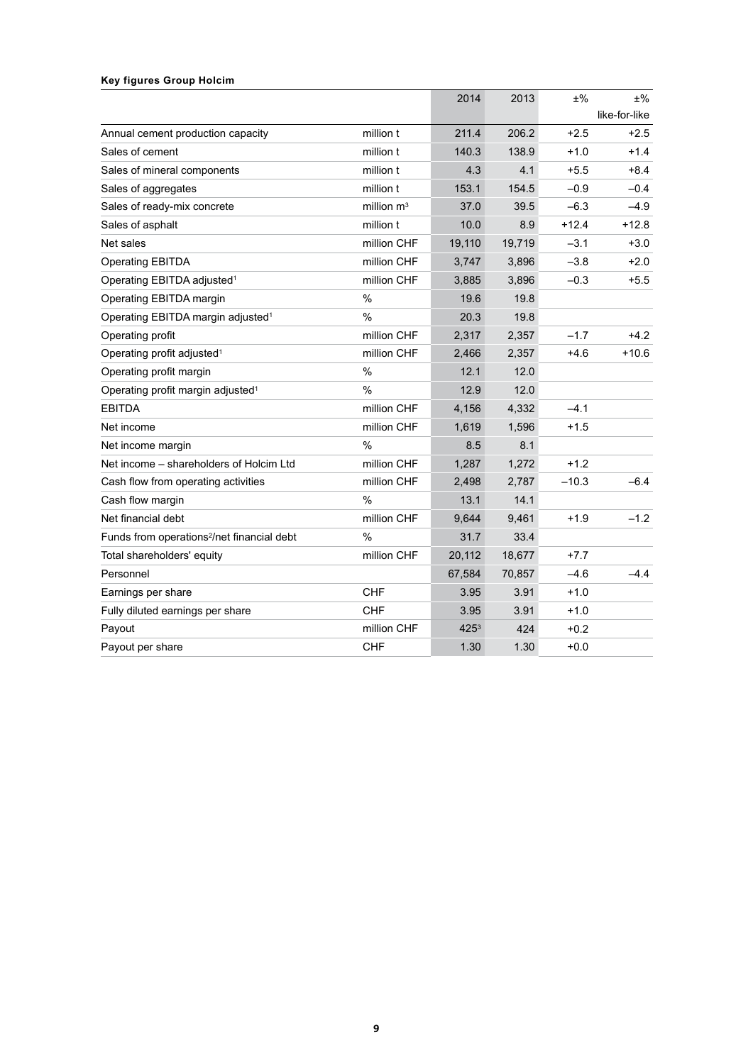**Key figures Group Holcim**

| | | 2014 | 2013 | ±% | ±% like-for-like |
|---|---|---|---|---|---|
| Annual cement production capacity | million t | 211.4 | 206.2 | +2.5 | +2.5 |
| Sales of cement | million t | 140.3 | 138.9 | +1.0 | +1.4 |
| Sales of mineral components | million t | 4.3 | 4.1 | +5.5 | +8.4 |
| Sales of aggregates | million t | 153.1 | 154.5 | –0.9 | –0.4 |
| Sales of ready-mix concrete | million $m^3$ | 37.0 | 39.5 | –6.3 | –4.9 |
| Sales of asphalt | million t | 10.0 | 8.9 | +12.4 | +12.8 |
| Net sales | million CHF | 19,110 | 19,719 | –3.1 | +3.0 |
| Operating EBITDA | million CHF | 3,747 | 3,896 | –3.8 | +2.0 |
| Operating EBITDA adjusted[1] | million CHF | 3,885 | 3,896 | –0.3 | +5.5 |
| Operating EBITDA margin | % | 19.6 | 19.8 | | |
| Operating EBITDA margin adjusted[1] | % | 20.3 | 19.8 | | |
| Operating profit | million CHF | 2,317 | 2,357 | –1.7 | +4.2 |
| Operating profit adjusted[1] | million CHF | 2,466 | 2,357 | +4.6 | +10.6 |
| Operating profit margin | % | 12.1 | 12.0 | | |
| Operating profit margin adjusted[1] | % | 12.9 | 12.0 | | |
| EBITDA | million CHF | 4,156 | 4,332 | –4.1 | |
| Net income | million CHF | 1,619 | 1,596 | +1.5 | |
| Net income margin | % | 8.5 | 8.1 | | |
| Net income – shareholders of Holcim Ltd | million CHF | 1,287 | 1,272 | +1.2 | |
| Cash flow from operating activities | million CHF | 2,498 | 2,787 | –10.3 | –6.4 |
| Cash flow margin | % | 13.1 | 14.1 | | |
| Net financial debt | million CHF | 9,644 | 9,461 | +1.9 | –1.2 |
| Funds from operations[2]/net financial debt | % | 31.7 | 33.4 | | |
| Total shareholders' equity | million CHF | 20,112 | 18,677 | +7.7 | |
| Personnel | | 67,584 | 70,857 | –4.6 | –4.4 |
| Earnings per share | CHF | 3.95 | 3.91 | +1.0 | |
| Fully diluted earnings per share | CHF | 3.95 | 3.91 | +1.0 | |
| Payout | million CHF | 425[3] | 424 | +0.2 | |
| Payout per share | CHF | 1.30 | 1.30 | +0.0 | |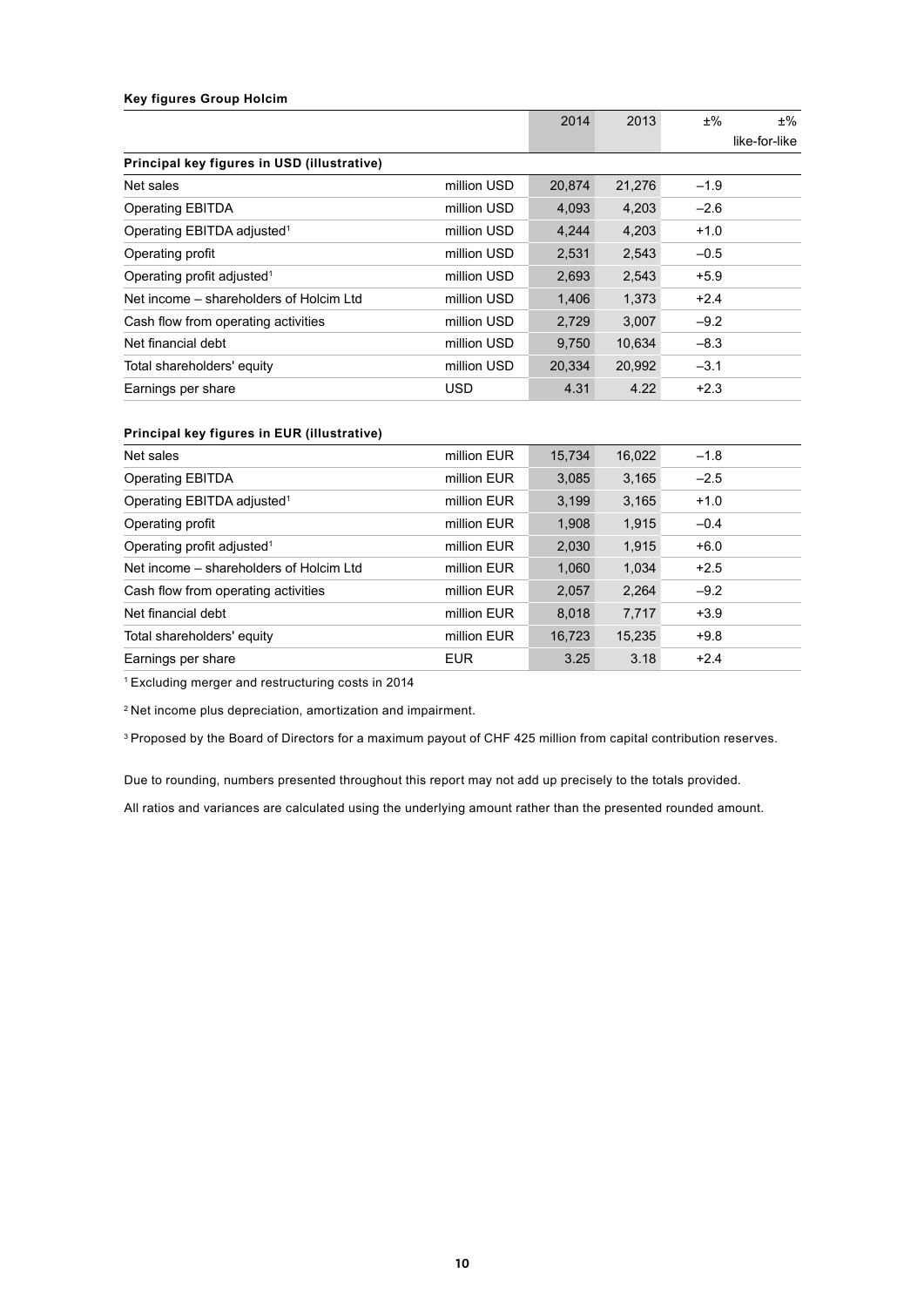**Key figures Group Holcim**

| | | 2014 | 2013 | ±% | ±% like-for-like |
|---|---|---|---|---|---|
| **Principal key figures in USD (illustrative)** | | | | | |
| Net sales | million USD | 20,874 | 21,276 | –1.9 | |
| Operating EBITDA | million USD | 4,093 | 4,203 | –2.6 | |
| Operating EBITDA adjusted[1] | million USD | 4,244 | 4,203 | +1.0 | |
| Operating profit | million USD | 2,531 | 2,543 | –0.5 | |
| Operating profit adjusted[1] | million USD | 2,693 | 2,543 | +5.9 | |
| Net income – shareholders of Holcim Ltd | million USD | 1,406 | 1,373 | +2.4 | |
| Cash flow from operating activities | million USD | 2,729 | 3,007 | –9.2 | |
| Net financial debt | million USD | 9,750 | 10,634 | –8.3 | |
| Total shareholders' equity | million USD | 20,334 | 20,992 | –3.1 | |
| Earnings per share | USD | 4.31 | 4.22 | +2.3 | |
| **Principal key figures in EUR (illustrative)** | | | | | |
| Net sales | million EUR | 15,734 | 16,022 | –1.8 | |
| Operating EBITDA | million EUR | 3,085 | 3,165 | –2.5 | |
| Operating EBITDA adjusted[1] | million EUR | 3,199 | 3,165 | +1.0 | |
| Operating profit | million EUR | 1,908 | 1,915 | –0.4 | |
| Operating profit adjusted[1] | million EUR | 2,030 | 1,915 | +6.0 | |
| Net income – shareholders of Holcim Ltd | million EUR | 1,060 | 1,034 | +2.5 | |
| Cash flow from operating activities | million EUR | 2,057 | 2,264 | –9.2 | |
| Net financial debt | million EUR | 8,018 | 7,717 | +3.9 | |
| Total shareholders' equity | million EUR | 16,723 | 15,235 | +9.8 | |
| Earnings per share | EUR | 3.25 | 3.18 | +2.4 | |

[1] Excluding merger and restructuring costs in 2014

[2] Net income plus depreciation, amortization and impairment.

[3] Proposed by the Board of Directors for a maximum payout of CHF 425 million from capital contribution reserves.

Due to rounding, numbers presented throughout this report may not add up precisely to the totals provided.

All ratios and variances are calculated using the underlying amount rather than the presented rounded amount.